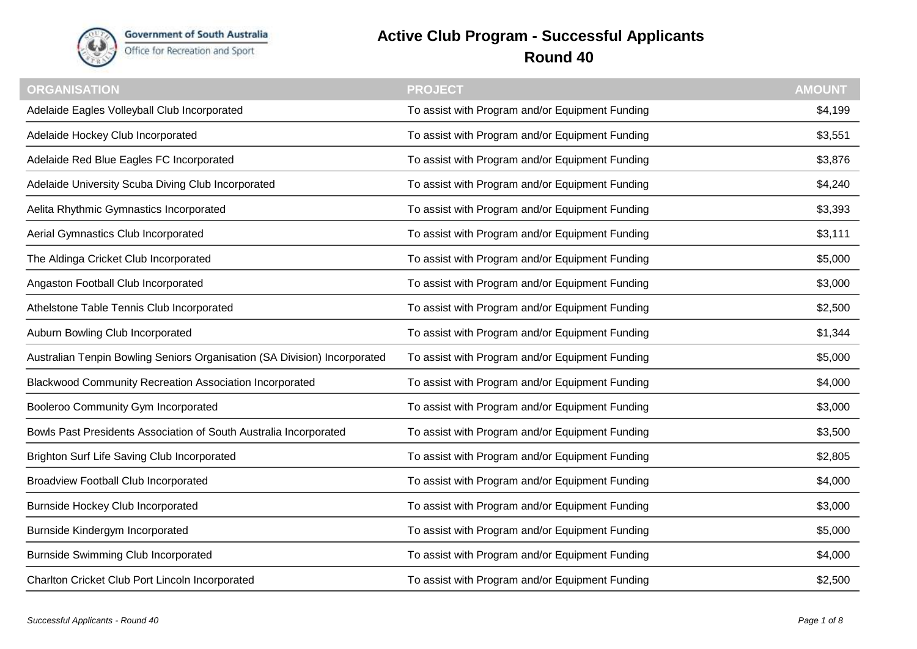Government of South Australia
Office for Recreation and Sport

# Active Club Program - Successful Applicants

## Round 40

| ORGANISATION | PROJECT | AMOUNT |
|---|---|---|
| Adelaide Eagles Volleyball Club Incorporated | To assist with Program and/or Equipment Funding | $4,199 |
| Adelaide Hockey Club Incorporated | To assist with Program and/or Equipment Funding | $3,551 |
| Adelaide Red Blue Eagles FC Incorporated | To assist with Program and/or Equipment Funding | $3,876 |
| Adelaide University Scuba Diving Club Incorporated | To assist with Program and/or Equipment Funding | $4,240 |
| Aelita Rhythmic Gymnastics Incorporated | To assist with Program and/or Equipment Funding | $3,393 |
| Aerial Gymnastics Club Incorporated | To assist with Program and/or Equipment Funding | $3,111 |
| The Aldinga Cricket Club Incorporated | To assist with Program and/or Equipment Funding | $5,000 |
| Angaston Football Club Incorporated | To assist with Program and/or Equipment Funding | $3,000 |
| Athelstone Table Tennis Club Incorporated | To assist with Program and/or Equipment Funding | $2,500 |
| Auburn Bowling Club Incorporated | To assist with Program and/or Equipment Funding | $1,344 |
| Australian Tenpin Bowling Seniors Organisation (SA Division) Incorporated | To assist with Program and/or Equipment Funding | $5,000 |
| Blackwood Community Recreation Association Incorporated | To assist with Program and/or Equipment Funding | $4,000 |
| Booleroo Community Gym Incorporated | To assist with Program and/or Equipment Funding | $3,000 |
| Bowls Past Presidents Association of South Australia Incorporated | To assist with Program and/or Equipment Funding | $3,500 |
| Brighton Surf Life Saving Club Incorporated | To assist with Program and/or Equipment Funding | $2,805 |
| Broadview Football Club Incorporated | To assist with Program and/or Equipment Funding | $4,000 |
| Burnside Hockey Club Incorporated | To assist with Program and/or Equipment Funding | $3,000 |
| Burnside Kindergym Incorporated | To assist with Program and/or Equipment Funding | $5,000 |
| Burnside Swimming Club Incorporated | To assist with Program and/or Equipment Funding | $4,000 |
| Charlton Cricket Club Port Lincoln Incorporated | To assist with Program and/or Equipment Funding | $2,500 |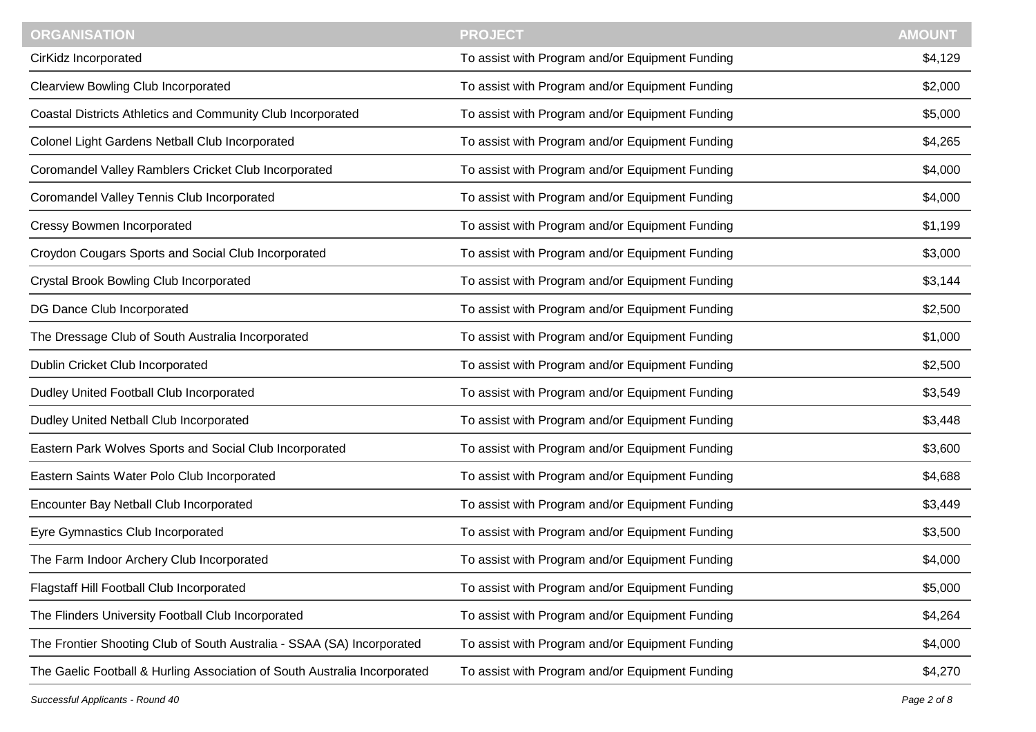| ORGANISATION | PROJECT | AMOUNT |
|---|---|---|
| CirKidz Incorporated | To assist with Program and/or Equipment Funding | $4,129 |
| Clearview Bowling Club Incorporated | To assist with Program and/or Equipment Funding | $2,000 |
| Coastal Districts Athletics and Community Club Incorporated | To assist with Program and/or Equipment Funding | $5,000 |
| Colonel Light Gardens Netball Club Incorporated | To assist with Program and/or Equipment Funding | $4,265 |
| Coromandel Valley Ramblers Cricket Club Incorporated | To assist with Program and/or Equipment Funding | $4,000 |
| Coromandel Valley Tennis Club Incorporated | To assist with Program and/or Equipment Funding | $4,000 |
| Cressy Bowmen Incorporated | To assist with Program and/or Equipment Funding | $1,199 |
| Croydon Cougars Sports and Social Club Incorporated | To assist with Program and/or Equipment Funding | $3,000 |
| Crystal Brook Bowling Club Incorporated | To assist with Program and/or Equipment Funding | $3,144 |
| DG Dance Club Incorporated | To assist with Program and/or Equipment Funding | $2,500 |
| The Dressage Club of South Australia Incorporated | To assist with Program and/or Equipment Funding | $1,000 |
| Dublin Cricket Club Incorporated | To assist with Program and/or Equipment Funding | $2,500 |
| Dudley United Football Club Incorporated | To assist with Program and/or Equipment Funding | $3,549 |
| Dudley United Netball Club Incorporated | To assist with Program and/or Equipment Funding | $3,448 |
| Eastern Park Wolves Sports and Social Club Incorporated | To assist with Program and/or Equipment Funding | $3,600 |
| Eastern Saints Water Polo Club Incorporated | To assist with Program and/or Equipment Funding | $4,688 |
| Encounter Bay Netball Club Incorporated | To assist with Program and/or Equipment Funding | $3,449 |
| Eyre Gymnastics Club Incorporated | To assist with Program and/or Equipment Funding | $3,500 |
| The Farm Indoor Archery Club Incorporated | To assist with Program and/or Equipment Funding | $4,000 |
| Flagstaff Hill Football Club Incorporated | To assist with Program and/or Equipment Funding | $5,000 |
| The Flinders University Football Club Incorporated | To assist with Program and/or Equipment Funding | $4,264 |
| The Frontier Shooting Club of South Australia - SSAA (SA) Incorporated | To assist with Program and/or Equipment Funding | $4,000 |
| The Gaelic Football & Hurling Association of South Australia Incorporated | To assist with Program and/or Equipment Funding | $4,270 |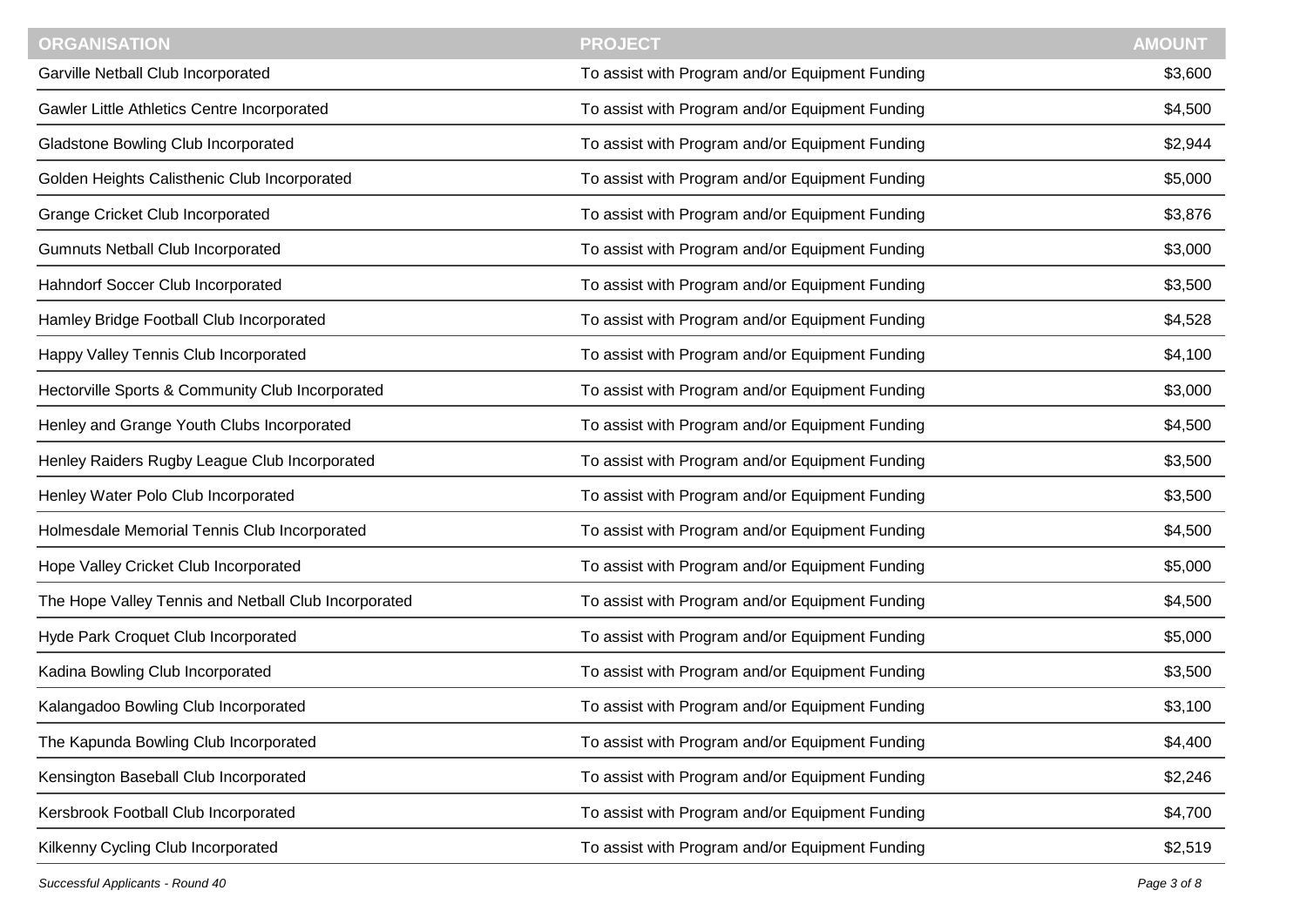| ORGANISATION | PROJECT | AMOUNT |
| --- | --- | --- |
| Garville Netball Club Incorporated | To assist with Program and/or Equipment Funding | $3,600 |
| Gawler Little Athletics Centre Incorporated | To assist with Program and/or Equipment Funding | $4,500 |
| Gladstone Bowling Club Incorporated | To assist with Program and/or Equipment Funding | $2,944 |
| Golden Heights Calisthenic Club Incorporated | To assist with Program and/or Equipment Funding | $5,000 |
| Grange Cricket Club Incorporated | To assist with Program and/or Equipment Funding | $3,876 |
| Gumnuts Netball Club Incorporated | To assist with Program and/or Equipment Funding | $3,000 |
| Hahndorf Soccer Club Incorporated | To assist with Program and/or Equipment Funding | $3,500 |
| Hamley Bridge Football Club Incorporated | To assist with Program and/or Equipment Funding | $4,528 |
| Happy Valley Tennis Club Incorporated | To assist with Program and/or Equipment Funding | $4,100 |
| Hectorville Sports & Community Club Incorporated | To assist with Program and/or Equipment Funding | $3,000 |
| Henley and Grange Youth Clubs Incorporated | To assist with Program and/or Equipment Funding | $4,500 |
| Henley Raiders Rugby League Club Incorporated | To assist with Program and/or Equipment Funding | $3,500 |
| Henley Water Polo Club Incorporated | To assist with Program and/or Equipment Funding | $3,500 |
| Holmesdale Memorial Tennis Club Incorporated | To assist with Program and/or Equipment Funding | $4,500 |
| Hope Valley Cricket Club Incorporated | To assist with Program and/or Equipment Funding | $5,000 |
| The Hope Valley Tennis and Netball Club Incorporated | To assist with Program and/or Equipment Funding | $4,500 |
| Hyde Park Croquet Club Incorporated | To assist with Program and/or Equipment Funding | $5,000 |
| Kadina Bowling Club Incorporated | To assist with Program and/or Equipment Funding | $3,500 |
| Kalangadoo Bowling Club Incorporated | To assist with Program and/or Equipment Funding | $3,100 |
| The Kapunda Bowling Club Incorporated | To assist with Program and/or Equipment Funding | $4,400 |
| Kensington Baseball Club Incorporated | To assist with Program and/or Equipment Funding | $2,246 |
| Kersbrook Football Club Incorporated | To assist with Program and/or Equipment Funding | $4,700 |
| Kilkenny Cycling Club Incorporated | To assist with Program and/or Equipment Funding | $2,519 |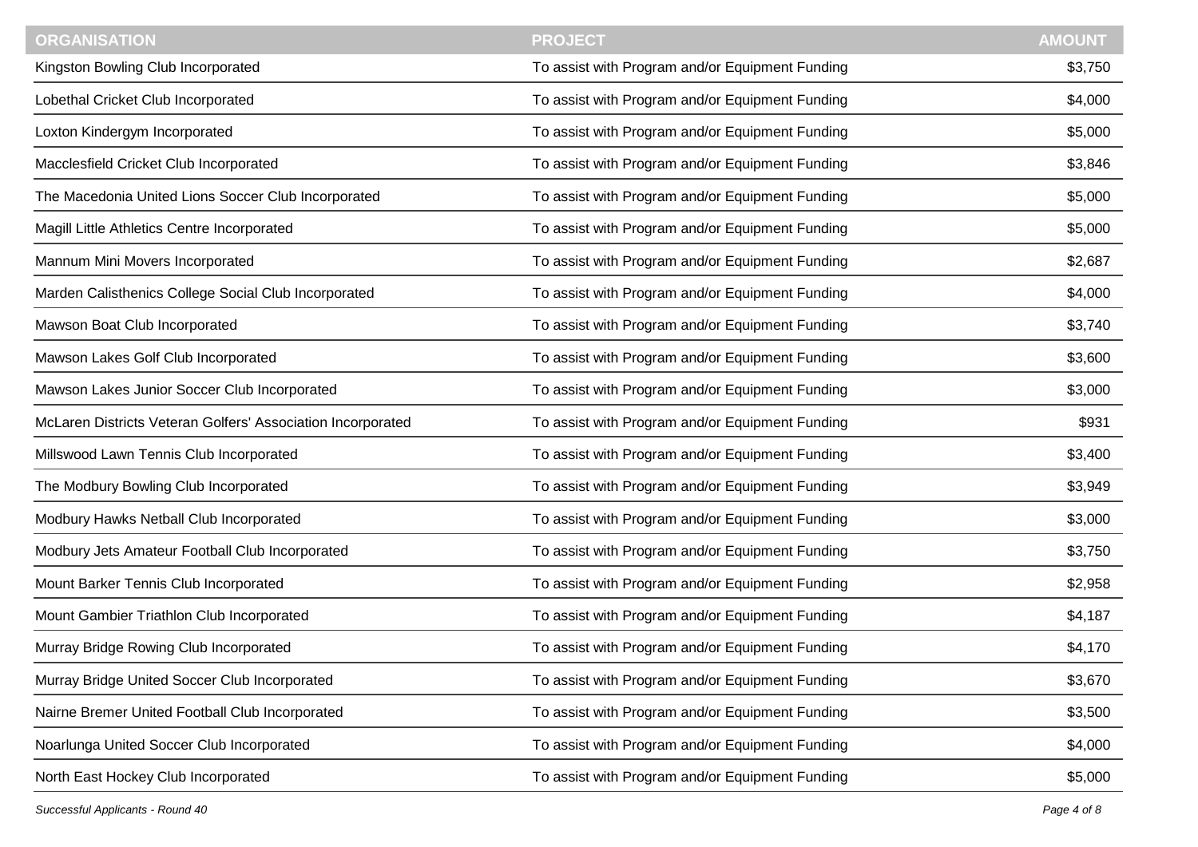| ORGANISATION | PROJECT | AMOUNT |
| --- | --- | --- |
| Kingston Bowling Club Incorporated | To assist with Program and/or Equipment Funding | $3,750 |
| Lobethal Cricket Club Incorporated | To assist with Program and/or Equipment Funding | $4,000 |
| Loxton Kindergym Incorporated | To assist with Program and/or Equipment Funding | $5,000 |
| Macclesfield Cricket Club Incorporated | To assist with Program and/or Equipment Funding | $3,846 |
| The Macedonia United Lions Soccer Club Incorporated | To assist with Program and/or Equipment Funding | $5,000 |
| Magill Little Athletics Centre Incorporated | To assist with Program and/or Equipment Funding | $5,000 |
| Mannum Mini Movers Incorporated | To assist with Program and/or Equipment Funding | $2,687 |
| Marden Calisthenics College Social Club Incorporated | To assist with Program and/or Equipment Funding | $4,000 |
| Mawson Boat Club Incorporated | To assist with Program and/or Equipment Funding | $3,740 |
| Mawson Lakes Golf Club Incorporated | To assist with Program and/or Equipment Funding | $3,600 |
| Mawson Lakes Junior Soccer Club Incorporated | To assist with Program and/or Equipment Funding | $3,000 |
| McLaren Districts Veteran Golfers' Association Incorporated | To assist with Program and/or Equipment Funding | $931 |
| Millswood Lawn Tennis Club Incorporated | To assist with Program and/or Equipment Funding | $3,400 |
| The Modbury Bowling Club Incorporated | To assist with Program and/or Equipment Funding | $3,949 |
| Modbury Hawks Netball Club Incorporated | To assist with Program and/or Equipment Funding | $3,000 |
| Modbury Jets Amateur Football Club Incorporated | To assist with Program and/or Equipment Funding | $3,750 |
| Mount Barker Tennis Club Incorporated | To assist with Program and/or Equipment Funding | $2,958 |
| Mount Gambier Triathlon Club Incorporated | To assist with Program and/or Equipment Funding | $4,187 |
| Murray Bridge Rowing Club Incorporated | To assist with Program and/or Equipment Funding | $4,170 |
| Murray Bridge United Soccer Club Incorporated | To assist with Program and/or Equipment Funding | $3,670 |
| Nairne Bremer United Football Club Incorporated | To assist with Program and/or Equipment Funding | $3,500 |
| Noarlunga United Soccer Club Incorporated | To assist with Program and/or Equipment Funding | $4,000 |
| North East Hockey Club Incorporated | To assist with Program and/or Equipment Funding | $5,000 |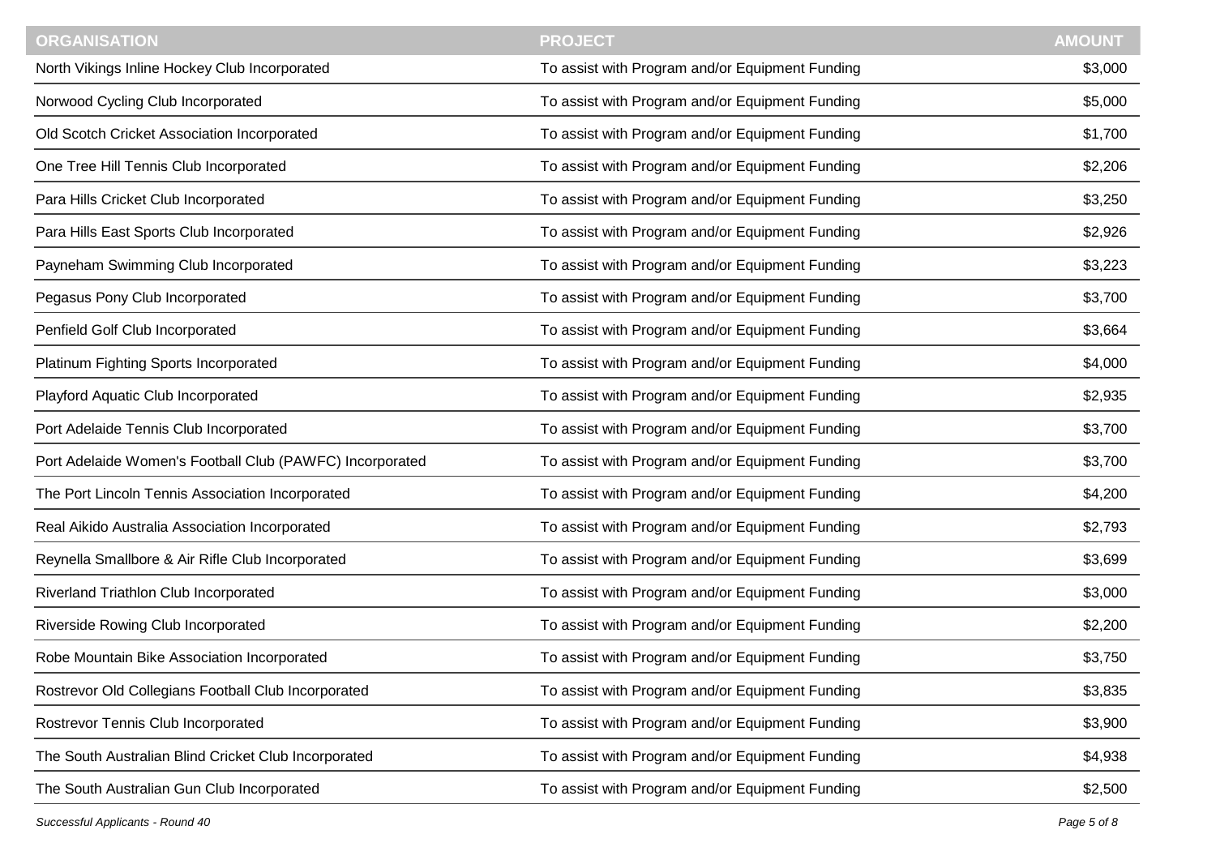| ORGANISATION | PROJECT | AMOUNT |
|---|---|---|
| North Vikings Inline Hockey Club Incorporated | To assist with Program and/or Equipment Funding | $3,000 |
| Norwood Cycling Club Incorporated | To assist with Program and/or Equipment Funding | $5,000 |
| Old Scotch Cricket Association Incorporated | To assist with Program and/or Equipment Funding | $1,700 |
| One Tree Hill Tennis Club Incorporated | To assist with Program and/or Equipment Funding | $2,206 |
| Para Hills Cricket Club Incorporated | To assist with Program and/or Equipment Funding | $3,250 |
| Para Hills East Sports Club Incorporated | To assist with Program and/or Equipment Funding | $2,926 |
| Payneham Swimming Club Incorporated | To assist with Program and/or Equipment Funding | $3,223 |
| Pegasus Pony Club Incorporated | To assist with Program and/or Equipment Funding | $3,700 |
| Penfield Golf Club Incorporated | To assist with Program and/or Equipment Funding | $3,664 |
| Platinum Fighting Sports Incorporated | To assist with Program and/or Equipment Funding | $4,000 |
| Playford Aquatic Club Incorporated | To assist with Program and/or Equipment Funding | $2,935 |
| Port Adelaide Tennis Club Incorporated | To assist with Program and/or Equipment Funding | $3,700 |
| Port Adelaide Women's Football Club (PAWFC) Incorporated | To assist with Program and/or Equipment Funding | $3,700 |
| The Port Lincoln Tennis Association Incorporated | To assist with Program and/or Equipment Funding | $4,200 |
| Real Aikido Australia Association Incorporated | To assist with Program and/or Equipment Funding | $2,793 |
| Reynella Smallbore & Air Rifle Club Incorporated | To assist with Program and/or Equipment Funding | $3,699 |
| Riverland Triathlon Club Incorporated | To assist with Program and/or Equipment Funding | $3,000 |
| Riverside Rowing Club Incorporated | To assist with Program and/or Equipment Funding | $2,200 |
| Robe Mountain Bike Association Incorporated | To assist with Program and/or Equipment Funding | $3,750 |
| Rostrevor Old Collegians Football Club Incorporated | To assist with Program and/or Equipment Funding | $3,835 |
| Rostrevor Tennis Club Incorporated | To assist with Program and/or Equipment Funding | $3,900 |
| The South Australian Blind Cricket Club Incorporated | To assist with Program and/or Equipment Funding | $4,938 |
| The South Australian Gun Club Incorporated | To assist with Program and/or Equipment Funding | $2,500 |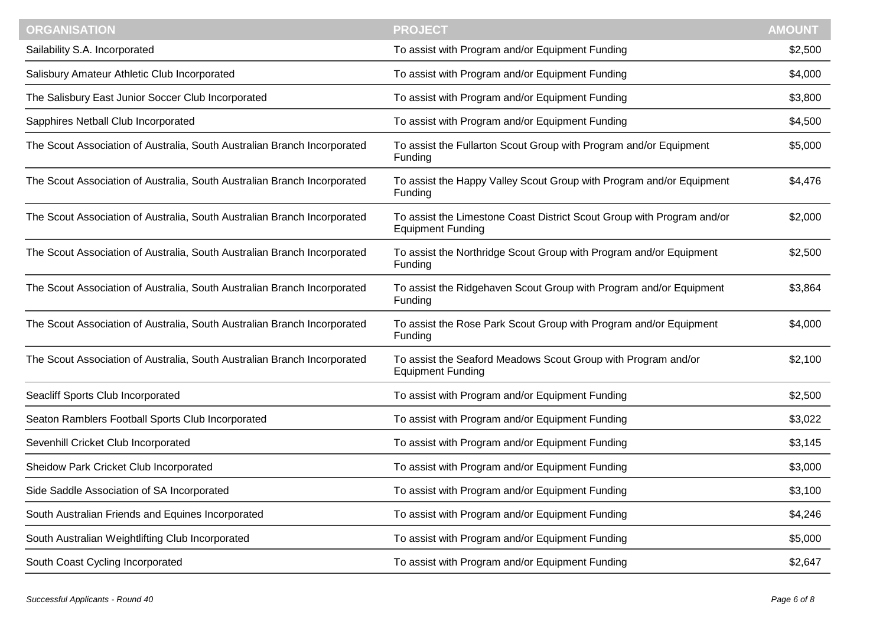| ORGANISATION | PROJECT | AMOUNT |
|---|---|---|
| Sailability S.A. Incorporated | To assist with Program and/or Equipment Funding | $2,500 |
| Salisbury Amateur Athletic Club Incorporated | To assist with Program and/or Equipment Funding | $4,000 |
| The Salisbury East Junior Soccer Club Incorporated | To assist with Program and/or Equipment Funding | $3,800 |
| Sapphires Netball Club Incorporated | To assist with Program and/or Equipment Funding | $4,500 |
| The Scout Association of Australia, South Australian Branch Incorporated | To assist the Fullarton Scout Group with Program and/or Equipment Funding | $5,000 |
| The Scout Association of Australia, South Australian Branch Incorporated | To assist the Happy Valley Scout Group with Program and/or Equipment Funding | $4,476 |
| The Scout Association of Australia, South Australian Branch Incorporated | To assist the Limestone Coast District Scout Group with Program and/or Equipment Funding | $2,000 |
| The Scout Association of Australia, South Australian Branch Incorporated | To assist the Northridge Scout Group with Program and/or Equipment Funding | $2,500 |
| The Scout Association of Australia, South Australian Branch Incorporated | To assist the Ridgehaven Scout Group with Program and/or Equipment Funding | $3,864 |
| The Scout Association of Australia, South Australian Branch Incorporated | To assist the Rose Park Scout Group with Program and/or Equipment Funding | $4,000 |
| The Scout Association of Australia, South Australian Branch Incorporated | To assist the Seaford Meadows Scout Group with Program and/or Equipment Funding | $2,100 |
| Seacliff Sports Club Incorporated | To assist with Program and/or Equipment Funding | $2,500 |
| Seaton Ramblers Football Sports Club Incorporated | To assist with Program and/or Equipment Funding | $3,022 |
| Sevenhill Cricket Club Incorporated | To assist with Program and/or Equipment Funding | $3,145 |
| Sheidow Park Cricket Club Incorporated | To assist with Program and/or Equipment Funding | $3,000 |
| Side Saddle Association of SA Incorporated | To assist with Program and/or Equipment Funding | $3,100 |
| South Australian Friends and Equines Incorporated | To assist with Program and/or Equipment Funding | $4,246 |
| South Australian Weightlifting Club Incorporated | To assist with Program and/or Equipment Funding | $5,000 |
| South Coast Cycling Incorporated | To assist with Program and/or Equipment Funding | $2,647 |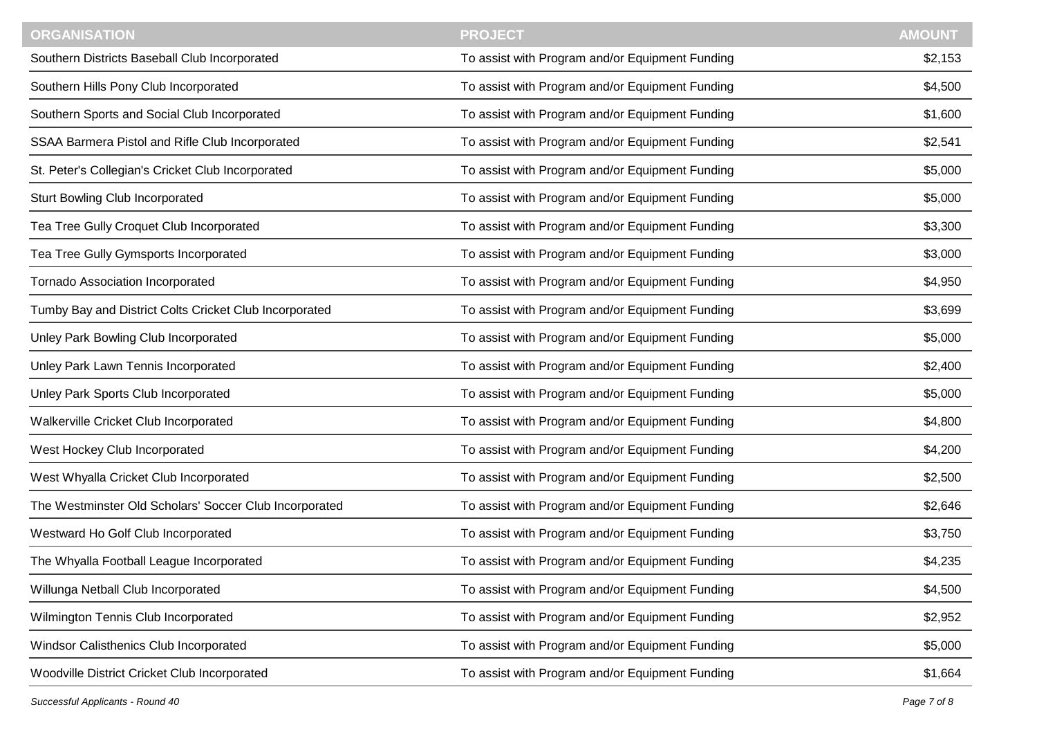| ORGANISATION | PROJECT | AMOUNT |
|---|---|---|
| Southern Districts Baseball Club Incorporated | To assist with Program and/or Equipment Funding | $2,153 |
| Southern Hills Pony Club Incorporated | To assist with Program and/or Equipment Funding | $4,500 |
| Southern Sports and Social Club Incorporated | To assist with Program and/or Equipment Funding | $1,600 |
| SSAA Barmera Pistol and Rifle Club Incorporated | To assist with Program and/or Equipment Funding | $2,541 |
| St. Peter's Collegian's Cricket Club Incorporated | To assist with Program and/or Equipment Funding | $5,000 |
| Sturt Bowling Club Incorporated | To assist with Program and/or Equipment Funding | $5,000 |
| Tea Tree Gully Croquet Club Incorporated | To assist with Program and/or Equipment Funding | $3,300 |
| Tea Tree Gully Gymsports Incorporated | To assist with Program and/or Equipment Funding | $3,000 |
| Tornado Association Incorporated | To assist with Program and/or Equipment Funding | $4,950 |
| Tumby Bay and District Colts Cricket Club Incorporated | To assist with Program and/or Equipment Funding | $3,699 |
| Unley Park Bowling Club Incorporated | To assist with Program and/or Equipment Funding | $5,000 |
| Unley Park Lawn Tennis Incorporated | To assist with Program and/or Equipment Funding | $2,400 |
| Unley Park Sports Club Incorporated | To assist with Program and/or Equipment Funding | $5,000 |
| Walkerville Cricket Club Incorporated | To assist with Program and/or Equipment Funding | $4,800 |
| West Hockey Club Incorporated | To assist with Program and/or Equipment Funding | $4,200 |
| West Whyalla Cricket Club Incorporated | To assist with Program and/or Equipment Funding | $2,500 |
| The Westminster Old Scholars' Soccer Club Incorporated | To assist with Program and/or Equipment Funding | $2,646 |
| Westward Ho Golf Club Incorporated | To assist with Program and/or Equipment Funding | $3,750 |
| The Whyalla Football League Incorporated | To assist with Program and/or Equipment Funding | $4,235 |
| Willunga Netball Club Incorporated | To assist with Program and/or Equipment Funding | $4,500 |
| Wilmington Tennis Club Incorporated | To assist with Program and/or Equipment Funding | $2,952 |
| Windsor Calisthenics Club Incorporated | To assist with Program and/or Equipment Funding | $5,000 |
| Woodville District Cricket Club Incorporated | To assist with Program and/or Equipment Funding | $1,664 |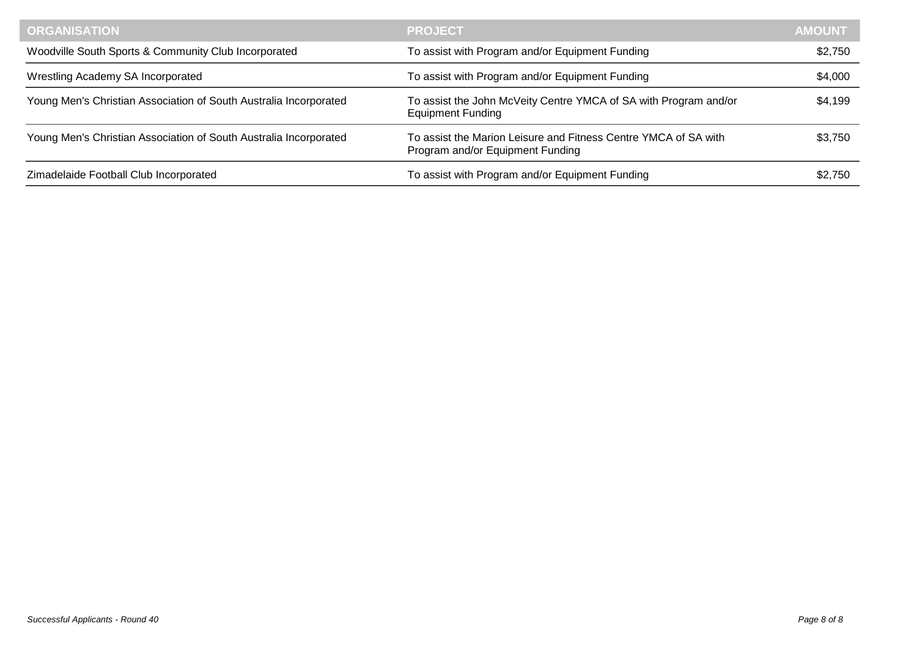| ORGANISATION | PROJECT | AMOUNT |
|---|---|---|
| Woodville South Sports & Community Club Incorporated | To assist with Program and/or Equipment Funding | $2,750 |
| Wrestling Academy SA Incorporated | To assist with Program and/or Equipment Funding | $4,000 |
| Young Men's Christian Association of South Australia Incorporated | To assist the John McVeity Centre YMCA of SA with Program and/or Equipment Funding | $4,199 |
| Young Men's Christian Association of South Australia Incorporated | To assist the Marion Leisure and Fitness Centre YMCA of SA with Program and/or Equipment Funding | $3,750 |
| Zimadelaide Football Club Incorporated | To assist with Program and/or Equipment Funding | $2,750 |